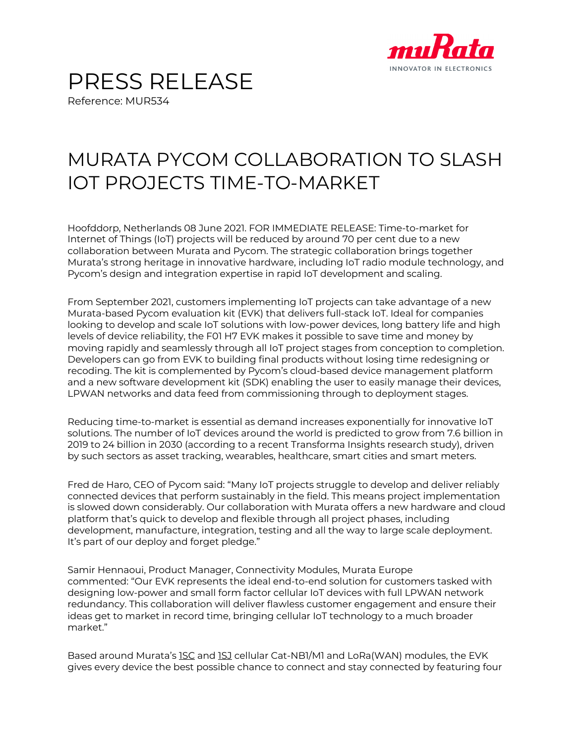# PRESS RELEASE

Reference: MUR534

## MURATA PYCOM COLLABORATION TO SLASH IOT PROJECTS TIME-TO-MARKET

Hoofddorp, Netherlands 08 June 2021. FOR IMMEDIATE RELEASE: Time-to-market for Internet of Things (IoT) projects will be reduced by around 70 per cent due to a new collaboration between Murata and Pycom. The strategic collaboration brings together Murata's strong heritage in innovative hardware, including IoT radio module technology, and Pycom's design and integration expertise in rapid IoT development and scaling.

From September 2021, customers implementing IoT projects can take advantage of a new Murata-based Pycom evaluation kit (EVK) that delivers full-stack IoT. Ideal for companies looking to develop and scale IoT solutions with low-power devices, long battery life and high levels of device reliability, the F01 H7 EVK makes it possible to save time and money by moving rapidly and seamlessly through all IoT project stages from conception to completion. Developers can go from EVK to building final products without losing time redesigning or recoding. The kit is complemented by Pycom's cloud-based device management platform and a new software development kit (SDK) enabling the user to easily manage their devices, LPWAN networks and data feed from commissioning through to deployment stages.

Reducing time-to-market is essential as demand increases exponentially for innovative IoT solutions. The number of IoT devices around the world is predicted to grow from 7.6 billion in 2019 to 24 billion in 2030 (according to a recent Transforma Insights research study), driven by such sectors as asset tracking, wearables, healthcare, smart cities and smart meters.

Fred de Haro, CEO of Pycom said: "Many IoT projects struggle to develop and deliver reliably connected devices that perform sustainably in the field. This means project implementation is slowed down considerably. Our collaboration with Murata offers a new hardware and cloud platform that's quick to develop and flexible through all project phases, including development, manufacture, integration, testing and all the way to large scale deployment. It's part of our deploy and forget pledge."

Samir Hennaoui, Product Manager, Connectivity Modules, Murata Europe commented: "Our EVK represents the ideal end-to-end solution for customers tasked with designing low-power and small form factor cellular IoT devices with full LPWAN network redundancy. This collaboration will deliver flawless customer engagement and ensure their ideas get to market in record time, bringing cellular IoT technology to a much broader market."

Based around Murata's 1SC and 1SJ cellular Cat-NB1/M1 and LoRa(WAN) modules, the EVK gives every device the best possible chance to connect and stay connected by featuring four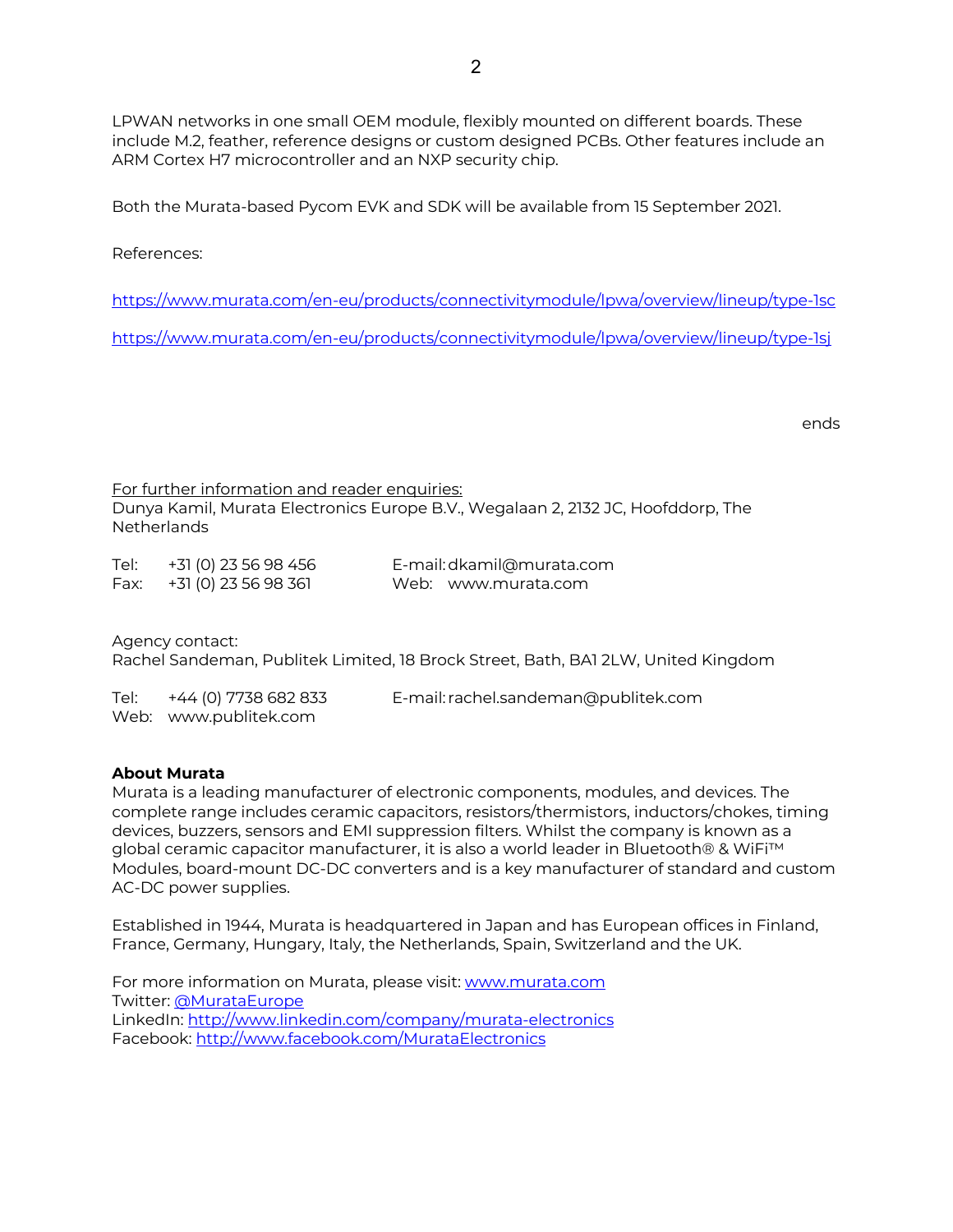LPWAN networks in one small OEM module, flexibly mounted on different boards. These include M.2, feather, reference designs or custom designed PCBs. Other features include an ARM Cortex H7 microcontroller and an NXP security chip.

Both the Murata-based Pycom EVK and SDK will be available from 15 September 2021.

References:

https://www.murata.com/en-eu/products/connectivitymodule/lpwa/overview/lineup/type-1sc

https://www.murata.com/en-eu/products/connectivitymodule/lpwa/overview/lineup/type-1sj

ends

For further information and reader enquiries:
Dunya Kamil, Murata Electronics Europe B.V., Wegalaan 2, 2132 JC, Hoofddorp, The Netherlands

Tel: +31 (0) 23 56 98 456 E-mail: dkamil@murata.com
Fax: +31 (0) 23 56 98 361 Web: www.murata.com

Agency contact:
Rachel Sandeman, Publitek Limited, 18 Brock Street, Bath, BA1 2LW, United Kingdom

Tel: +44 (0) 7738 682 833 E-mail: rachel.sandeman@publitek.com
Web: www.publitek.com

**About Murata**
Murata is a leading manufacturer of electronic components, modules, and devices. The complete range includes ceramic capacitors, resistors/thermistors, inductors/chokes, timing devices, buzzers, sensors and EMI suppression filters. Whilst the company is known as a global ceramic capacitor manufacturer, it is also a world leader in Bluetooth® & WiFi™ Modules, board-mount DC-DC converters and is a key manufacturer of standard and custom AC-DC power supplies.

Established in 1944, Murata is headquartered in Japan and has European offices in Finland, France, Germany, Hungary, Italy, the Netherlands, Spain, Switzerland and the UK.

For more information on Murata, please visit: www.murata.com
Twitter: @MurataEurope
LinkedIn: http://www.linkedin.com/company/murata-electronics
Facebook: http://www.facebook.com/MurataElectronics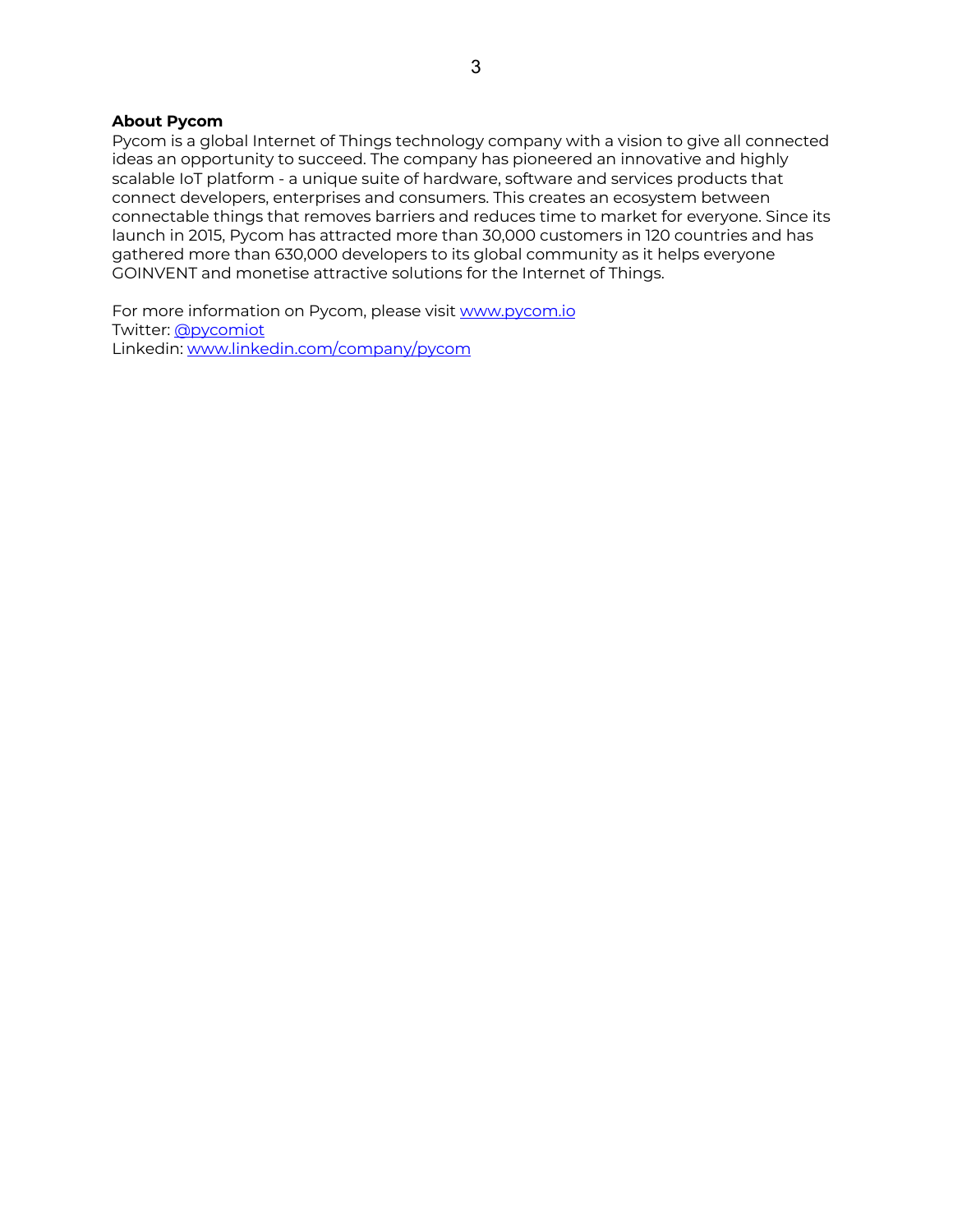**About Pycom**

Pycom is a global Internet of Things technology company with a vision to give all connected ideas an opportunity to succeed. The company has pioneered an innovative and highly scalable IoT platform - a unique suite of hardware, software and services products that connect developers, enterprises and consumers. This creates an ecosystem between connectable things that removes barriers and reduces time to market for everyone. Since its launch in 2015, Pycom has attracted more than 30,000 customers in 120 countries and has gathered more than 630,000 developers to its global community as it helps everyone GOINVENT and monetise attractive solutions for the Internet of Things.

For more information on Pycom, please visit [www.pycom.io](http://www.pycom.io)
Twitter: [@pycomiot](https://twitter.com/pycomiot)
Linkedin: [www.linkedin.com/company/pycom](http://www.linkedin.com/company/pycom)